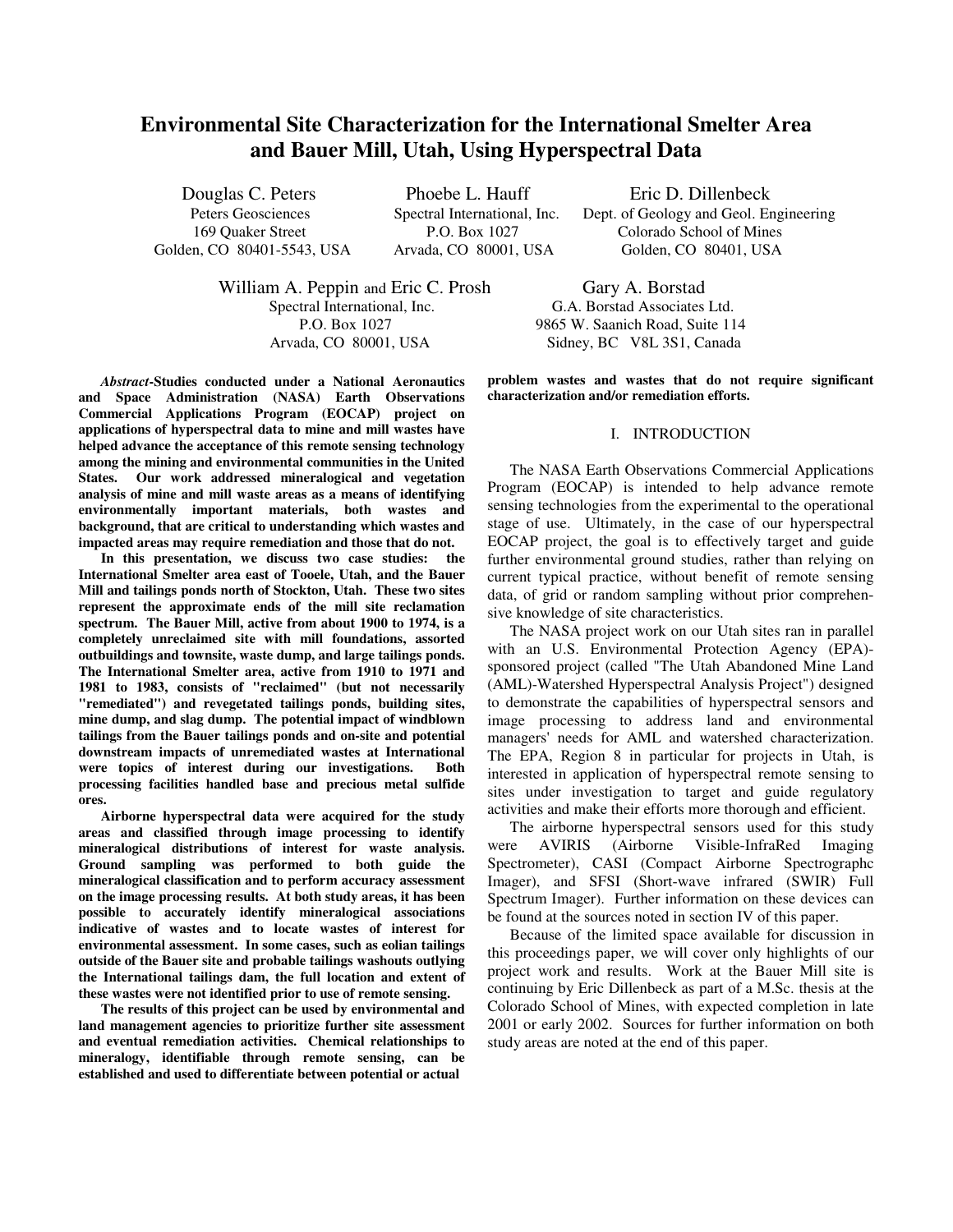# Environmental Site Characterization for the International Smelter Area and Bauer Mill, Utah, Using Hyperspectral Data

Douglas C. Peters
Peters Geosciences
169 Quaker Street
Golden, CO 80401-5543, USA

Phoebe L. Hauff
Spectral International, Inc.
P.O. Box 1027
Arvada, CO 80001, USA

Eric D. Dillenbeck
Dept. of Geology and Geol. Engineering
Colorado School of Mines
Golden, CO 80401, USA

William A. Peppin and Eric C. Prosh
Spectral International, Inc.
P.O. Box 1027
Arvada, CO 80001, USA

Gary A. Borstad
G.A. Borstad Associates Ltd.
9865 W. Saanich Road, Suite 114
Sidney, BC V8L 3S1, Canada

***Abstract*-Studies conducted under a National Aeronautics and Space Administration (NASA) Earth Observations Commercial Applications Program (EOCAP) project on applications of hyperspectral data to mine and mill wastes have helped advance the acceptance of this remote sensing technology among the mining and environmental communities in the United States. Our work addressed mineralogical and vegetation analysis of mine and mill waste areas as a means of identifying environmentally important materials, both wastes and background, that are critical to understanding which wastes and impacted areas may require remediation and those that do not.**

**In this presentation, we discuss two case studies: the International Smelter area east of Tooele, Utah, and the Bauer Mill and tailings ponds north of Stockton, Utah. These two sites represent the approximate ends of the mill site reclamation spectrum. The Bauer Mill, active from about 1900 to 1974, is a completely unreclaimed site with mill foundations, assorted outbuildings and townsite, waste dump, and large tailings ponds. The International Smelter area, active from 1910 to 1971 and 1981 to 1983, consists of "reclaimed" (but not necessarily "remediated") and revegetated tailings ponds, building sites, mine dump, and slag dump. The potential impact of windblown tailings from the Bauer tailings ponds and on-site and potential downstream impacts of unremediated wastes at International were topics of interest during our investigations. Both processing facilities handled base and precious metal sulfide ores.**

**Airborne hyperspectral data were acquired for the study areas and classified through image processing to identify mineralogical distributions of interest for waste analysis. Ground sampling was performed to both guide the mineralogical classification and to perform accuracy assessment on the image processing results. At both study areas, it has been possible to accurately identify mineralogical associations indicative of wastes and to locate wastes of interest for environmental assessment. In some cases, such as eolian tailings outside of the Bauer site and probable tailings washouts outlying the International tailings dam, the full location and extent of these wastes were not identified prior to use of remote sensing.**

**The results of this project can be used by environmental and land management agencies to prioritize further site assessment and eventual remediation activities. Chemical relationships to mineralogy, identifiable through remote sensing, can be established and used to differentiate between potential or actual problem wastes and wastes that do not require significant characterization and/or remediation efforts.**

## I. INTRODUCTION

The NASA Earth Observations Commercial Applications Program (EOCAP) is intended to help advance remote sensing technologies from the experimental to the operational stage of use. Ultimately, in the case of our hyperspectral EOCAP project, the goal is to effectively target and guide further environmental ground studies, rather than relying on current typical practice, without benefit of remote sensing data, of grid or random sampling without prior comprehensive knowledge of site characteristics.

The NASA project work on our Utah sites ran in parallel with an U.S. Environmental Protection Agency (EPA)-sponsored project (called "The Utah Abandoned Mine Land (AML)-Watershed Hyperspectral Analysis Project") designed to demonstrate the capabilities of hyperspectral sensors and image processing to address land and environmental managers' needs for AML and watershed characterization. The EPA, Region 8 in particular for projects in Utah, is interested in application of hyperspectral remote sensing to sites under investigation to target and guide regulatory activities and make their efforts more thorough and efficient.

The airborne hyperspectral sensors used for this study were AVIRIS (Airborne Visible-InfraRed Imaging Spectrometer), CASI (Compact Airborne Spectrographc Imager), and SFSI (Short-wave infrared (SWIR) Full Spectrum Imager). Further information on these devices can be found at the sources noted in section IV of this paper.

Because of the limited space available for discussion in this proceedings paper, we will cover only highlights of our project work and results. Work at the Bauer Mill site is continuing by Eric Dillenbeck as part of a M.Sc. thesis at the Colorado School of Mines, with expected completion in late 2001 or early 2002. Sources for further information on both study areas are noted at the end of this paper.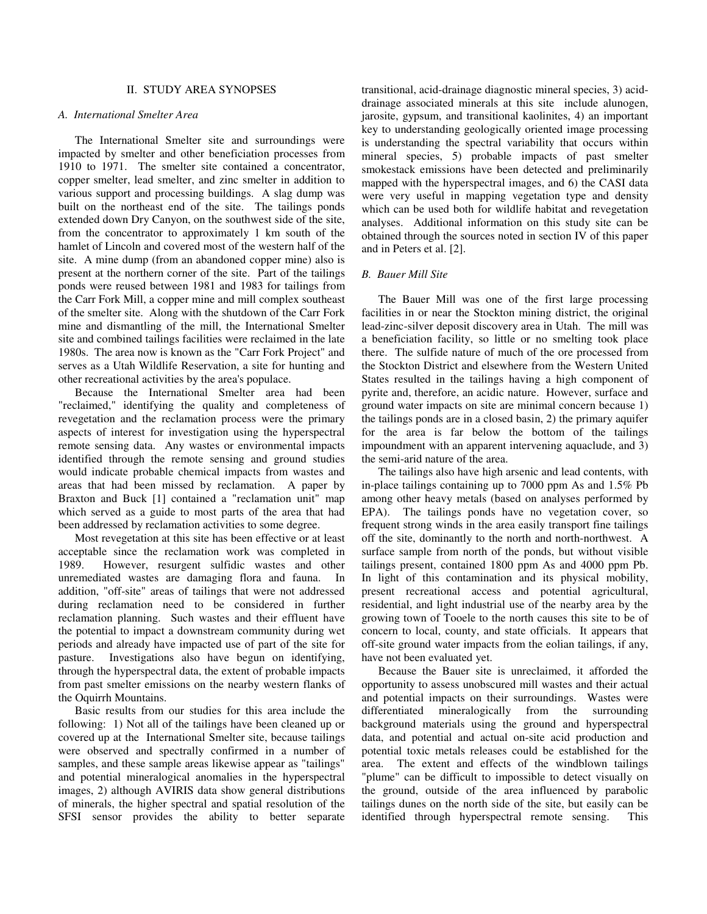## II. STUDY AREA SYNOPSES

### *A. International Smelter Area*

The International Smelter site and surroundings were impacted by smelter and other beneficiation processes from 1910 to 1971. The smelter site contained a concentrator, copper smelter, lead smelter, and zinc smelter in addition to various support and processing buildings. A slag dump was built on the northeast end of the site. The tailings ponds extended down Dry Canyon, on the southwest side of the site, from the concentrator to approximately 1 km south of the hamlet of Lincoln and covered most of the western half of the site. A mine dump (from an abandoned copper mine) also is present at the northern corner of the site. Part of the tailings ponds were reused between 1981 and 1983 for tailings from the Carr Fork Mill, a copper mine and mill complex southeast of the smelter site. Along with the shutdown of the Carr Fork mine and dismantling of the mill, the International Smelter site and combined tailings facilities were reclaimed in the late 1980s. The area now is known as the "Carr Fork Project" and serves as a Utah Wildlife Reservation, a site for hunting and other recreational activities by the area's populace.

Because the International Smelter area had been "reclaimed," identifying the quality and completeness of revegetation and the reclamation process were the primary aspects of interest for investigation using the hyperspectral remote sensing data. Any wastes or environmental impacts identified through the remote sensing and ground studies would indicate probable chemical impacts from wastes and areas that had been missed by reclamation. A paper by Braxton and Buck [1] contained a "reclamation unit" map which served as a guide to most parts of the area that had been addressed by reclamation activities to some degree.

Most revegetation at this site has been effective or at least acceptable since the reclamation work was completed in 1989. However, resurgent sulfidic wastes and other unremediated wastes are damaging flora and fauna. In addition, "off-site" areas of tailings that were not addressed during reclamation need to be considered in further reclamation planning. Such wastes and their effluent have the potential to impact a downstream community during wet periods and already have impacted use of part of the site for pasture. Investigations also have begun on identifying, through the hyperspectral data, the extent of probable impacts from past smelter emissions on the nearby western flanks of the Oquirrh Mountains.

Basic results from our studies for this area include the following: 1) Not all of the tailings have been cleaned up or covered up at the International Smelter site, because tailings were observed and spectrally confirmed in a number of samples, and these sample areas likewise appear as "tailings" and potential mineralogical anomalies in the hyperspectral images, 2) although AVIRIS data show general distributions of minerals, the higher spectral and spatial resolution of the SFSI sensor provides the ability to better separate transitional, acid-drainage diagnostic mineral species, 3) acid-drainage associated minerals at this site include alunogen, jarosite, gypsum, and transitional kaolinites, 4) an important key to understanding geologically oriented image processing is understanding the spectral variability that occurs within mineral species, 5) probable impacts of past smelter smokestack emissions have been detected and preliminarily mapped with the hyperspectral images, and 6) the CASI data were very useful in mapping vegetation type and density which can be used both for wildlife habitat and revegetation analyses. Additional information on this study site can be obtained through the sources noted in section IV of this paper and in Peters et al. [2].

### *B. Bauer Mill Site*

The Bauer Mill was one of the first large processing facilities in or near the Stockton mining district, the original lead-zinc-silver deposit discovery area in Utah. The mill was a beneficiation facility, so little or no smelting took place there. The sulfide nature of much of the ore processed from the Stockton District and elsewhere from the Western United States resulted in the tailings having a high component of pyrite and, therefore, an acidic nature. However, surface and ground water impacts on site are minimal concern because 1) the tailings ponds are in a closed basin, 2) the primary aquifer for the area is far below the bottom of the tailings impoundment with an apparent intervening aquaclude, and 3) the semi-arid nature of the area.

The tailings also have high arsenic and lead contents, with in-place tailings containing up to 7000 ppm As and 1.5% Pb among other heavy metals (based on analyses performed by EPA). The tailings ponds have no vegetation cover, so frequent strong winds in the area easily transport fine tailings off the site, dominantly to the north and north-northwest. A surface sample from north of the ponds, but without visible tailings present, contained 1800 ppm As and 4000 ppm Pb. In light of this contamination and its physical mobility, present recreational access and potential agricultural, residential, and light industrial use of the nearby area by the growing town of Tooele to the north causes this site to be of concern to local, county, and state officials. It appears that off-site ground water impacts from the eolian tailings, if any, have not been evaluated yet.

Because the Bauer site is unreclaimed, it afforded the opportunity to assess unobscured mill wastes and their actual and potential impacts on their surroundings. Wastes were differentiated mineralogically from the surrounding background materials using the ground and hyperspectral data, and potential and actual on-site acid production and potential toxic metals releases could be established for the area. The extent and effects of the windblown tailings "plume" can be difficult to impossible to detect visually on the ground, outside of the area influenced by parabolic tailings dunes on the north side of the site, but easily can be identified through hyperspectral remote sensing. This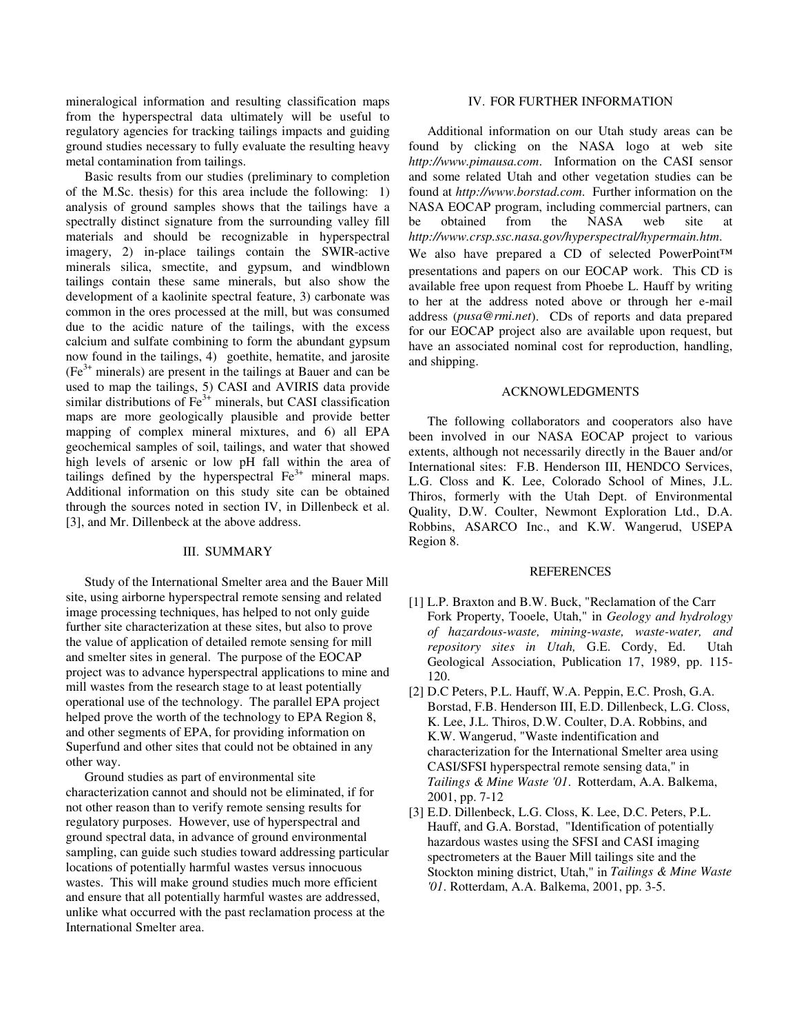mineralogical information and resulting classification maps from the hyperspectral data ultimately will be useful to regulatory agencies for tracking tailings impacts and guiding ground studies necessary to fully evaluate the resulting heavy metal contamination from tailings.

Basic results from our studies (preliminary to completion of the M.Sc. thesis) for this area include the following: 1) analysis of ground samples shows that the tailings have a spectrally distinct signature from the surrounding valley fill materials and should be recognizable in hyperspectral imagery, 2) in-place tailings contain the SWIR-active minerals silica, smectite, and gypsum, and windblown tailings contain these same minerals, but also show the development of a kaolinite spectral feature, 3) carbonate was common in the ores processed at the mill, but was consumed due to the acidic nature of the tailings, with the excess calcium and sulfate combining to form the abundant gypsum now found in the tailings, 4) goethite, hematite, and jarosite ($Fe^{3+}$ minerals) are present in the tailings at Bauer and can be used to map the tailings, 5) CASI and AVIRIS data provide similar distributions of $Fe^{3+}$ minerals, but CASI classification maps are more geologically plausible and provide better mapping of complex mineral mixtures, and 6) all EPA geochemical samples of soil, tailings, and water that showed high levels of arsenic or low pH fall within the area of tailings defined by the hyperspectral $Fe^{3+}$ mineral maps. Additional information on this study site can be obtained through the sources noted in section IV, in Dillenbeck et al. [3], and Mr. Dillenbeck at the above address.

## III. SUMMARY

Study of the International Smelter area and the Bauer Mill site, using airborne hyperspectral remote sensing and related image processing techniques, has helped to not only guide further site characterization at these sites, but also to prove the value of application of detailed remote sensing for mill and smelter sites in general. The purpose of the EOCAP project was to advance hyperspectral applications to mine and mill wastes from the research stage to at least potentially operational use of the technology. The parallel EPA project helped prove the worth of the technology to EPA Region 8, and other segments of EPA, for providing information on Superfund and other sites that could not be obtained in any other way.

Ground studies as part of environmental site characterization cannot and should not be eliminated, if for not other reason than to verify remote sensing results for regulatory purposes. However, use of hyperspectral and ground spectral data, in advance of ground environmental sampling, can guide such studies toward addressing particular locations of potentially harmful wastes versus innocuous wastes. This will make ground studies much more efficient and ensure that all potentially harmful wastes are addressed, unlike what occurred with the past reclamation process at the International Smelter area.

## IV. FOR FURTHER INFORMATION

Additional information on our Utah study areas can be found by clicking on the NASA logo at web site *http://www.pimausa.com*. Information on the CASI sensor and some related Utah and other vegetation studies can be found at *http://www.borstad.com*. Further information on the NASA EOCAP program, including commercial partners, can be obtained from the NASA web site at *http://www.crsp.ssc.nasa.gov/hyperspectral/hypermain.htm*. We also have prepared a CD of selected PowerPoint™ presentations and papers on our EOCAP work. This CD is available free upon request from Phoebe L. Hauff by writing to her at the address noted above or through her e-mail address (*pusa@rmi.net*). CDs of reports and data prepared for our EOCAP project also are available upon request, but have an associated nominal cost for reproduction, handling, and shipping.

## ACKNOWLEDGMENTS

The following collaborators and cooperators also have been involved in our NASA EOCAP project to various extents, although not necessarily directly in the Bauer and/or International sites: F.B. Henderson III, HENDCO Services, L.G. Closs and K. Lee, Colorado School of Mines, J.L. Thiros, formerly with the Utah Dept. of Environmental Quality, D.W. Coulter, Newmont Exploration Ltd., D.A. Robbins, ASARCO Inc., and K.W. Wangerud, USEPA Region 8.

## REFERENCES

[1] L.P. Braxton and B.W. Buck, "Reclamation of the Carr Fork Property, Tooele, Utah," in *Geology and hydrology of hazardous-waste, mining-waste, waste-water, and repository sites in Utah,* G.E. Cordy, Ed. Utah Geological Association, Publication 17, 1989, pp. 115-120.

[2] D.C Peters, P.L. Hauff, W.A. Peppin, E.C. Prosh, G.A. Borstad, F.B. Henderson III, E.D. Dillenbeck, L.G. Closs, K. Lee, J.L. Thiros, D.W. Coulter, D.A. Robbins, and K.W. Wangerud, "Waste indentification and characterization for the International Smelter area using CASI/SFSI hyperspectral remote sensing data," in *Tailings & Mine Waste '01*. Rotterdam, A.A. Balkema, 2001, pp. 7-12

[3] E.D. Dillenbeck, L.G. Closs, K. Lee, D.C. Peters, P.L. Hauff, and G.A. Borstad, "Identification of potentially hazardous wastes using the SFSI and CASI imaging spectrometers at the Bauer Mill tailings site and the Stockton mining district, Utah," in *Tailings & Mine Waste '01*. Rotterdam, A.A. Balkema, 2001, pp. 3-5.